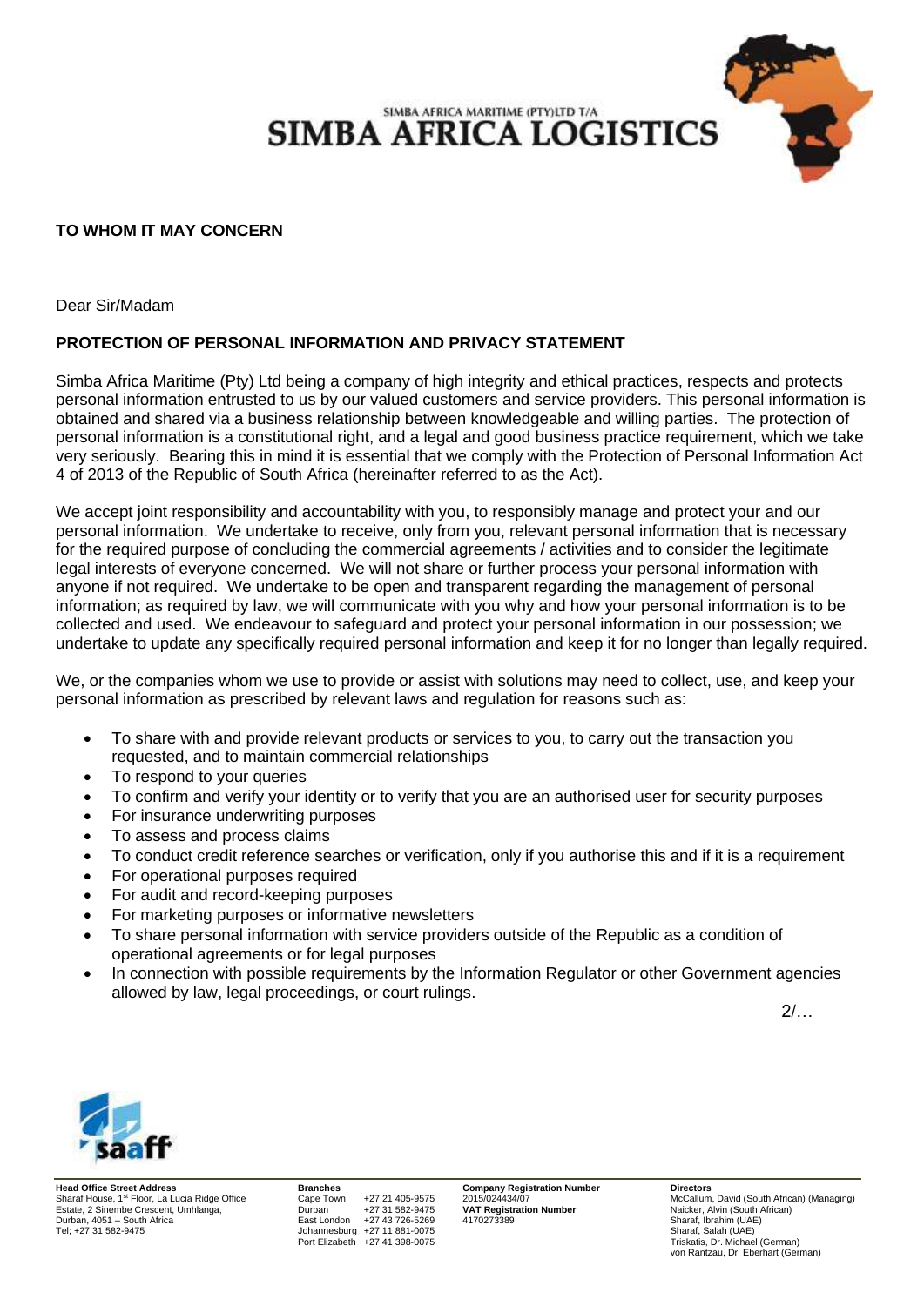SIMBA AFRICA MARITIME (PTY)LTD T/A
**SIMBA AFRICA LOGISTICS**

**TO WHOM IT MAY CONCERN**

Dear Sir/Madam

**PROTECTION OF PERSONAL INFORMATION AND PRIVACY STATEMENT**

Simba Africa Maritime (Pty) Ltd being a company of high integrity and ethical practices, respects and protects personal information entrusted to us by our valued customers and service providers. This personal information is obtained and shared via a business relationship between knowledgeable and willing parties. The protection of personal information is a constitutional right, and a legal and good business practice requirement, which we take very seriously. Bearing this in mind it is essential that we comply with the Protection of Personal Information Act 4 of 2013 of the Republic of South Africa (hereinafter referred to as the Act).

We accept joint responsibility and accountability with you, to responsibly manage and protect your and our personal information. We undertake to receive, only from you, relevant personal information that is necessary for the required purpose of concluding the commercial agreements / activities and to consider the legitimate legal interests of everyone concerned. We will not share or further process your personal information with anyone if not required. We undertake to be open and transparent regarding the management of personal information; as required by law, we will communicate with you why and how your personal information is to be collected and used. We endeavour to safeguard and protect your personal information in our possession; we undertake to update any specifically required personal information and keep it for no longer than legally required.

We, or the companies whom we use to provide or assist with solutions may need to collect, use, and keep your personal information as prescribed by relevant laws and regulation for reasons such as:

- To share with and provide relevant products or services to you, to carry out the transaction you requested, and to maintain commercial relationships
- To respond to your queries
- To confirm and verify your identity or to verify that you are an authorised user for security purposes
- For insurance underwriting purposes
- To assess and process claims
- To conduct credit reference searches or verification, only if you authorise this and if it is a requirement
- For operational purposes required
- For audit and record-keeping purposes
- For marketing purposes or informative newsletters
- To share personal information with service providers outside of the Republic as a condition of operational agreements or for legal purposes
- In connection with possible requirements by the Information Regulator or other Government agencies allowed by law, legal proceedings, or court rulings.

2/…

saaff

**Head Office Street Address**
Sharaf House, 1st Floor, La Lucia Ridge Office Estate, 2 Sinembe Crescent, Umhlanga, Durban, 4051 – South Africa
Tel; +27 31 582-9475

**Branches**
Cape Town +27 21 405-9575
Durban +27 31 582-9475
East London +27 43 726-5269
Johannesburg +27 11 881-0075
Port Elizabeth +27 41 398-0075

**Company Registration Number**
2015/024434/07
**VAT Registration Number**
4170273389

**Directors**
McCallum, David (South African) (Managing)
Naicker, Alvin (South African)
Sharaf, Ibrahim (UAE)
Sharaf, Salah (UAE)
Triskatis, Dr. Michael (German)
von Rantzau, Dr. Eberhart (German)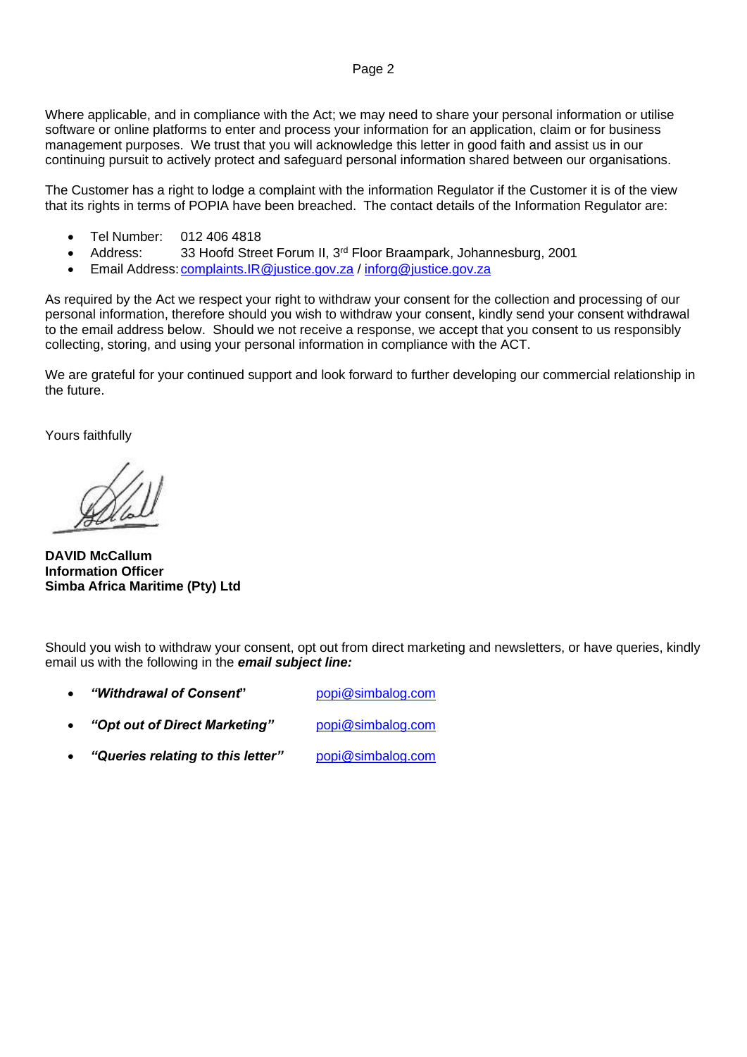Where applicable, and in compliance with the Act; we may need to share your personal information or utilise software or online platforms to enter and process your information for an application, claim or for business management purposes. We trust that you will acknowledge this letter in good faith and assist us in our continuing pursuit to actively protect and safeguard personal information shared between our organisations.

The Customer has a right to lodge a complaint with the information Regulator if the Customer it is of the view that its rights in terms of POPIA have been breached. The contact details of the Information Regulator are:

- Tel Number: 012 406 4818
- Address: 33 Hoofd Street Forum II, 3rd Floor Braampark, Johannesburg, 2001
- Email Address: complaints.IR@justice.gov.za / inforg@justice.gov.za

As required by the Act we respect your right to withdraw your consent for the collection and processing of our personal information, therefore should you wish to withdraw your consent, kindly send your consent withdrawal to the email address below. Should we not receive a response, we accept that you consent to us responsibly collecting, storing, and using your personal information in compliance with the ACT.

We are grateful for your continued support and look forward to further developing our commercial relationship in the future.

Yours faithfully

**DAVID McCallum**
**Information Officer**
**Simba Africa Maritime (Pty) Ltd**

Should you wish to withdraw your consent, opt out from direct marketing and newsletters, or have queries, kindly email us with the following in the ***email subject line:***

- ***"Withdrawal of Consent"*** popi@simbalog.com
- ***"Opt out of Direct Marketing"*** popi@simbalog.com
- ***"Queries relating to this letter"*** popi@simbalog.com